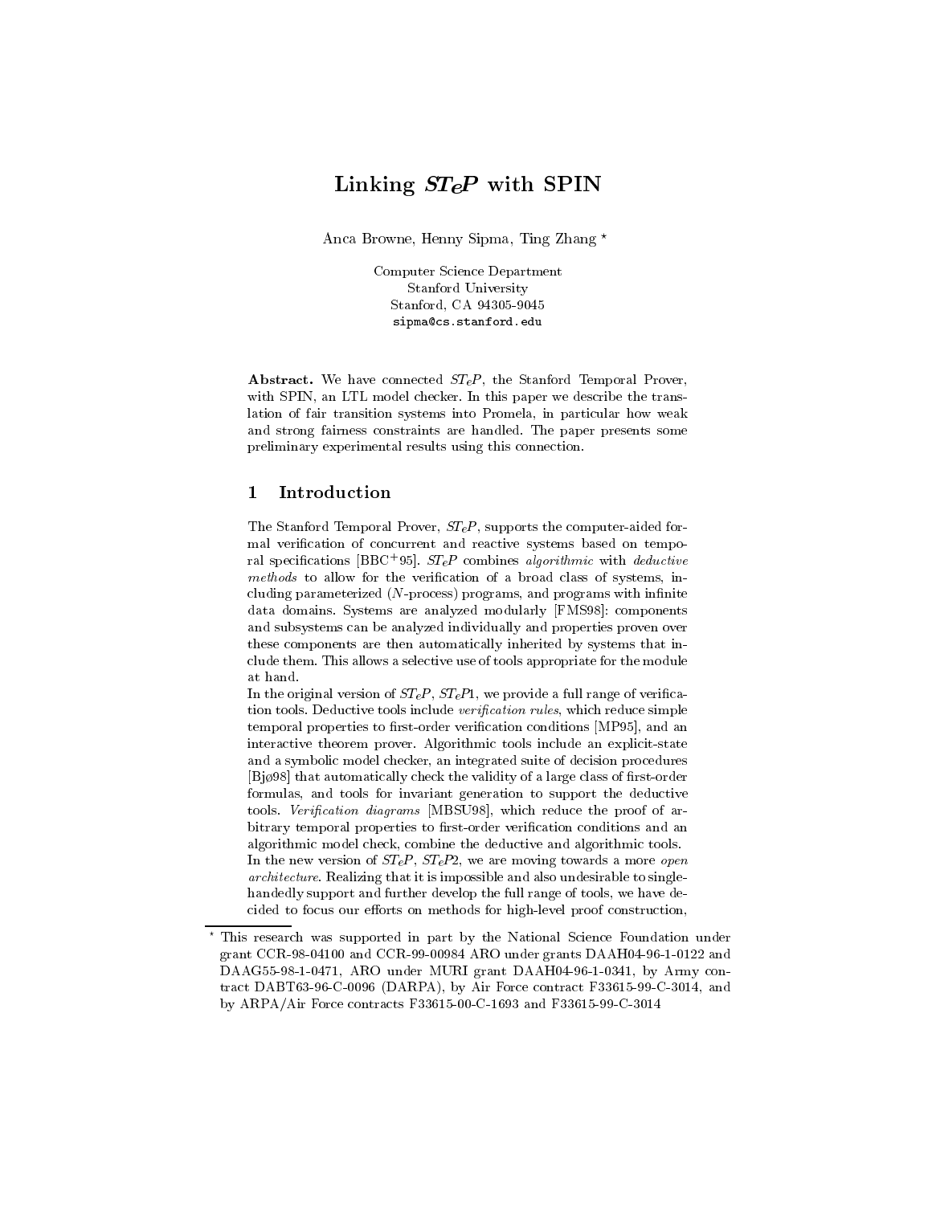# Linking *STeP* with SPIN

Anca Browne, Henny Sipma, Ting Zhang *

Computer Science Department
Stanford University
Stanford, CA 94305-9045
sipma@cs.stanford.edu

**Abstract.** We have connected *STeP*, the Stanford Temporal Prover, with SPIN, an LTL model checker. In this paper we describe the translation of fair transition systems into Promela, in particular how weak and strong fairness constraints are handled. The paper presents some preliminary experimental results using this connection.

## 1 Introduction

The Stanford Temporal Prover, *STeP*, supports the computer-aided formal verification of concurrent and reactive systems based on temporal specifications [BBC+95]. *STeP* combines *algorithmic* with *deductive methods* to allow for the verification of a broad class of systems, including parameterized ($N$-process) programs, and programs with infinite data domains. Systems are analyzed modularly [FMS98]: components and subsystems can be analyzed individually and properties proven over these components are then automatically inherited by systems that include them. This allows a selective use of tools appropriate for the module at hand.

In the original version of *STeP*, *STeP*1, we provide a full range of verification tools. Deductive tools include *verification rules*, which reduce simple temporal properties to first-order verification conditions [MP95], and an interactive theorem prover. Algorithmic tools include an explicit-state and a symbolic model checker, an integrated suite of decision procedures [Bjø98] that automatically check the validity of a large class of first-order formulas, and tools for invariant generation to support the deductive tools. *Verification diagrams* [MBSU98], which reduce the proof of arbitrary temporal properties to first-order verification conditions and an algorithmic model check, combine the deductive and algorithmic tools.

In the new version of *STeP*, *STeP*2, we are moving towards a more *open architecture*. Realizing that it is impossible and also undesirable to single-handedly support and further develop the full range of tools, we have decided to focus our efforts on methods for high-level proof construction,

* This research was supported in part by the National Science Foundation under grant CCR-98-04100 and CCR-99-00984 ARO under grants DAAH04-96-1-0122 and DAAG55-98-1-0471, ARO under MURI grant DAAH04-96-1-0341, by Army contract DABT63-96-C-0096 (DARPA), by Air Force contract F33615-99-C-3014, and by ARPA/Air Force contracts F33615-00-C-1693 and F33615-99-C-3014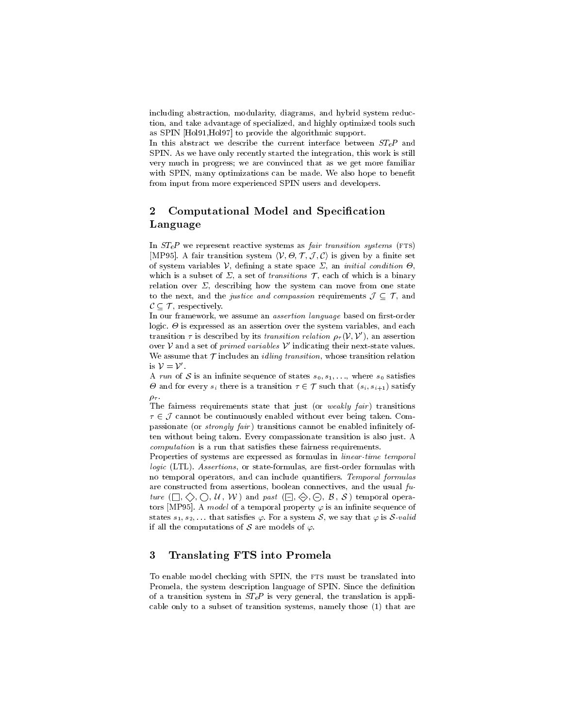including abstraction, modularity, diagrams, and hybrid system reduction, and take advantage of specialized, and highly optimized tools such as SPIN [Hol91,Hol97] to provide the algorithmic support.

In this abstract we describe the current interface between *STeP* and SPIN. As we have only recently started the integration, this work is still very much in progress; we are convinced that as we get more familiar with SPIN, many optimizations can be made. We also hope to benefit from input from more experienced SPIN users and developers.

## 2 Computational Model and Specification Language

In *STeP* we represent reactive systems as *fair transition systems* (FTS) [MP95]. A fair transition system $\langle \mathcal{V}, \Theta, \mathcal{T}, \mathcal{J}, \mathcal{C} \rangle$ is given by a finite set of system variables $\mathcal{V}$, defining a state space $\Sigma$, an *initial condition* $\Theta$, which is a subset of $\Sigma$, a set of *transitions* $\mathcal{T}$, each of which is a binary relation over $\Sigma$, describing how the system can move from one state to the next, and the *justice and compassion* requirements $\mathcal{J} \subseteq \mathcal{T}$, and $\mathcal{C} \subseteq \mathcal{T}$, respectively.

In our framework, we assume an *assertion language* based on first-order logic. $\Theta$ is expressed as an assertion over the system variables, and each transition $\tau$ is described by its *transition relation* $\rho_\tau(\mathcal{V}, \mathcal{V}')$, an assertion over $\mathcal{V}$ and a set of *primed variables* $\mathcal{V}'$ indicating their next-state values. We assume that $\mathcal{T}$ includes an *idling transition*, whose transition relation is $\mathcal{V} = \mathcal{V}'$.

A *run* of $\mathcal{S}$ is an infinite sequence of states $s_0, s_1, \ldots$, where $s_0$ satisfies $\Theta$ and for every $s_i$ there is a transition $\tau \in \mathcal{T}$ such that $(s_i, s_{i+1})$ satisfy $\rho_\tau$.

The fairness requirements state that just (or *weakly fair*) transitions $\tau \in \mathcal{J}$ cannot be continuously enabled without ever being taken. Compassionate (or *strongly fair*) transitions cannot be enabled infinitely often without being taken. Every compassionate transition is also just. A *computation* is a run that satisfies these fairness requirements.

Properties of systems are expressed as formulas in *linear-time temporal logic* (LTL). *Assertions*, or state-formulas, are first-order formulas with no temporal operators, and can include quantifiers. *Temporal formulas* are constructed from assertions, boolean connectives, and the usual *future* ($\Box$, $\Diamond$, $\bigcirc$, $\mathcal{U}$, $\mathcal{W}$) and *past* ($\boxminus$, $\diamondminus$, $\ominus$, $\mathcal{B}$, $\mathcal{S}$) temporal operators [MP95]. A *model* of a temporal property $\varphi$ is an infinite sequence of states $s_1, s_2, \ldots$ that satisfies $\varphi$. For a system $\mathcal{S}$, we say that $\varphi$ is $\mathcal{S}$*-valid* if all the computations of $\mathcal{S}$ are models of $\varphi$.

## 3 Translating FTS into Promela

To enable model checking with SPIN, the FTS must be translated into Promela, the system description language of SPIN. Since the definition of a transition system in *STeP* is very general, the translation is applicable only to a subset of transition systems, namely those (1) that are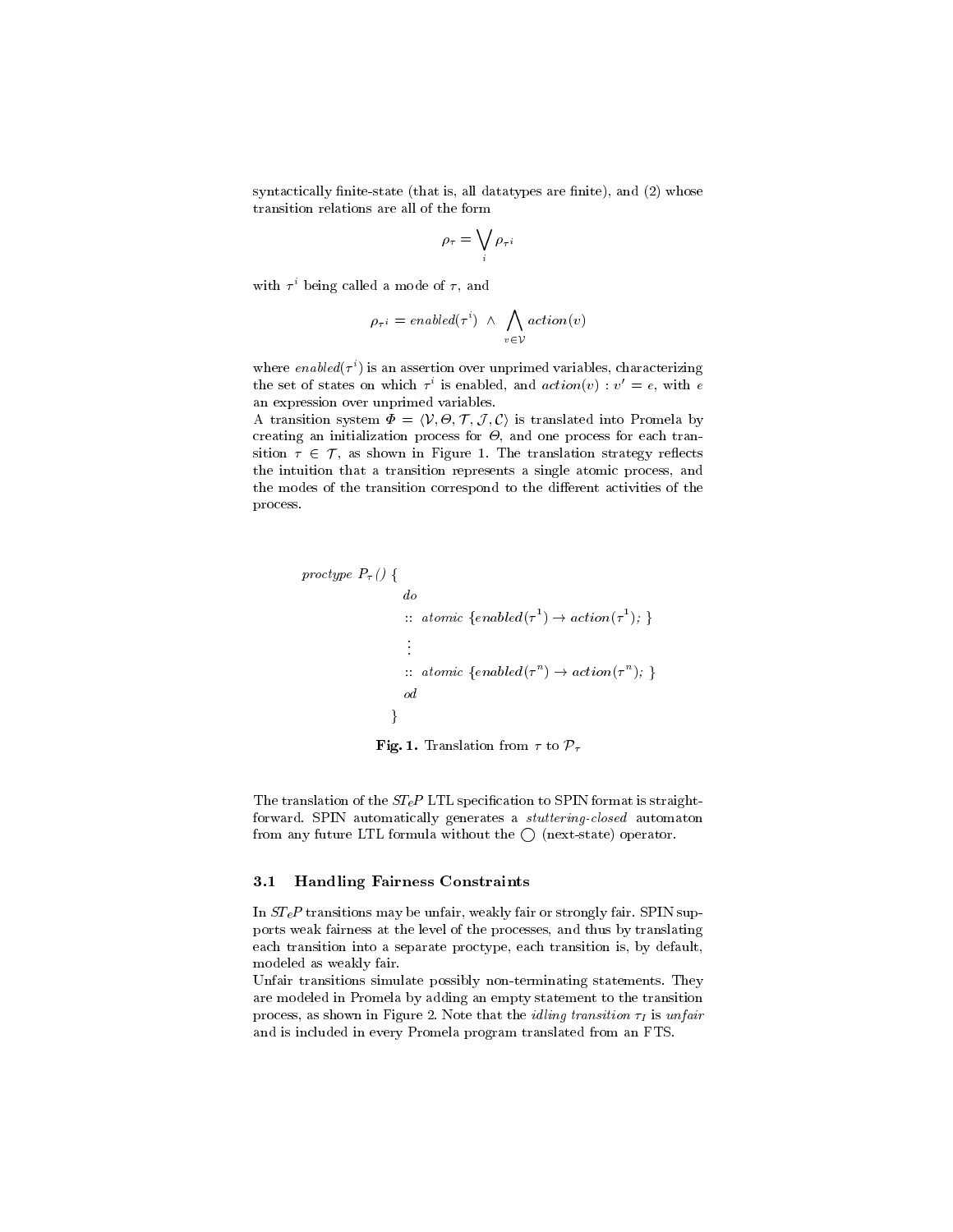syntactically finite-state (that is, all datatypes are finite), and (2) whose transition relations are all of the form

$$\rho_\tau = \bigvee_i \rho_{\tau^i}$$

with $\tau^i$ being called a mode of $\tau$, and

$$\rho_{\tau^i} = enabled(\tau^i) \;\wedge\; \bigwedge_{v \in \mathcal{V}} action(v)$$

where $enabled(\tau^i)$ is an assertion over unprimed variables, characterizing the set of states on which $\tau^i$ is enabled, and $action(v) : v' = e$, with $e$ an expression over unprimed variables.

A transition system $\Phi = \langle \mathcal{V}, \Theta, \mathcal{T}, \mathcal{J}, \mathcal{C} \rangle$ is translated into Promela by creating an initialization process for $\Theta$, and one process for each transition $\tau \in \mathcal{T}$, as shown in Figure 1. The translation strategy reflects the intuition that a transition represents a single atomic process, and the modes of the transition correspond to the different activities of the process.

```
proctype P_τ () {
        do
        :: atomic {enabled(τ^1) → action(τ^1); }
           ⋮
        :: atomic {enabled(τ^n) → action(τ^n); }
        od
    }
```

**Fig. 1.** Translation from $\tau$ to $\mathcal{P}_\tau$

The translation of the *STeP* LTL specification to SPIN format is straightforward. SPIN automatically generates a *stuttering-closed* automaton from any future LTL formula without the $\bigcirc$ (next-state) operator.

### 3.1 Handling Fairness Constraints

In *STeP* transitions may be unfair, weakly fair or strongly fair. SPIN supports weak fairness at the level of the processes, and thus by translating each transition into a separate proctype, each transition is, by default, modeled as weakly fair.

Unfair transitions simulate possibly non-terminating statements. They are modeled in Promela by adding an empty statement to the transition process, as shown in Figure 2. Note that the *idling transition* $\tau_I$ is *unfair* and is included in every Promela program translated from an FTS.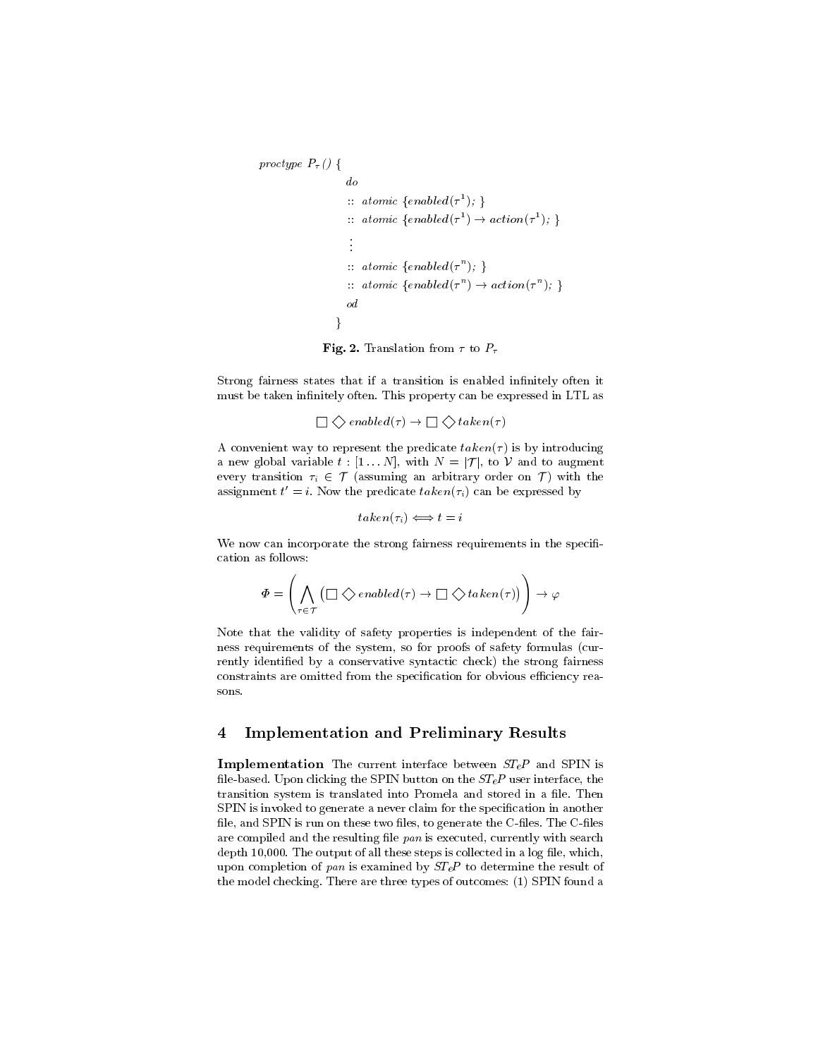```
proctype P_τ () {
        do
        :: atomic {enabled(τ^1); }
        :: atomic {enabled(τ^1) → action(τ^1); }
        ⋮
        :: atomic {enabled(τ^n); }
        :: atomic {enabled(τ^n) → action(τ^n); }
        od
    }
```

**Fig. 2.** Translation from $\tau$ to $P_\tau$

Strong fairness states that if a transition is enabled infinitely often it must be taken infinitely often. This property can be expressed in LTL as

$$\Box \Diamond \, enabled(\tau) \rightarrow \Box \Diamond \, taken(\tau)$$

A convenient way to represent the predicate $taken(\tau)$ is by introducing a new global variable $t : [1 \ldots N]$, with $N = |\mathcal{T}|$, to $\mathcal{V}$ and to augment every transition $\tau_i \in \mathcal{T}$ (assuming an arbitrary order on $\mathcal{T}$) with the assignment $t' = i$. Now the predicate $taken(\tau_i)$ can be expressed by

$$taken(\tau_i) \Longleftrightarrow t = i$$

We now can incorporate the strong fairness requirements in the specification as follows:

$$\Phi = \left( \bigwedge_{\tau \in \mathcal{T}} \left( \Box \Diamond \, enabled(\tau) \rightarrow \Box \Diamond \, taken(\tau) \right) \right) \rightarrow \varphi$$

Note that the validity of safety properties is independent of the fairness requirements of the system, so for proofs of safety formulas (currently identified by a conservative syntactic check) the strong fairness constraints are omitted from the specification for obvious efficiency reasons.

## 4 Implementation and Preliminary Results

**Implementation** The current interface between *STeP* and SPIN is file-based. Upon clicking the SPIN button on the *STeP* user interface, the transition system is translated into Promela and stored in a file. Then SPIN is invoked to generate a never claim for the specification in another file, and SPIN is run on these two files, to generate the C-files. The C-files are compiled and the resulting file *pan* is executed, currently with search depth 10,000. The output of all these steps is collected in a log file, which, upon completion of *pan* is examined by *STeP* to determine the result of the model checking. There are three types of outcomes: (1) SPIN found a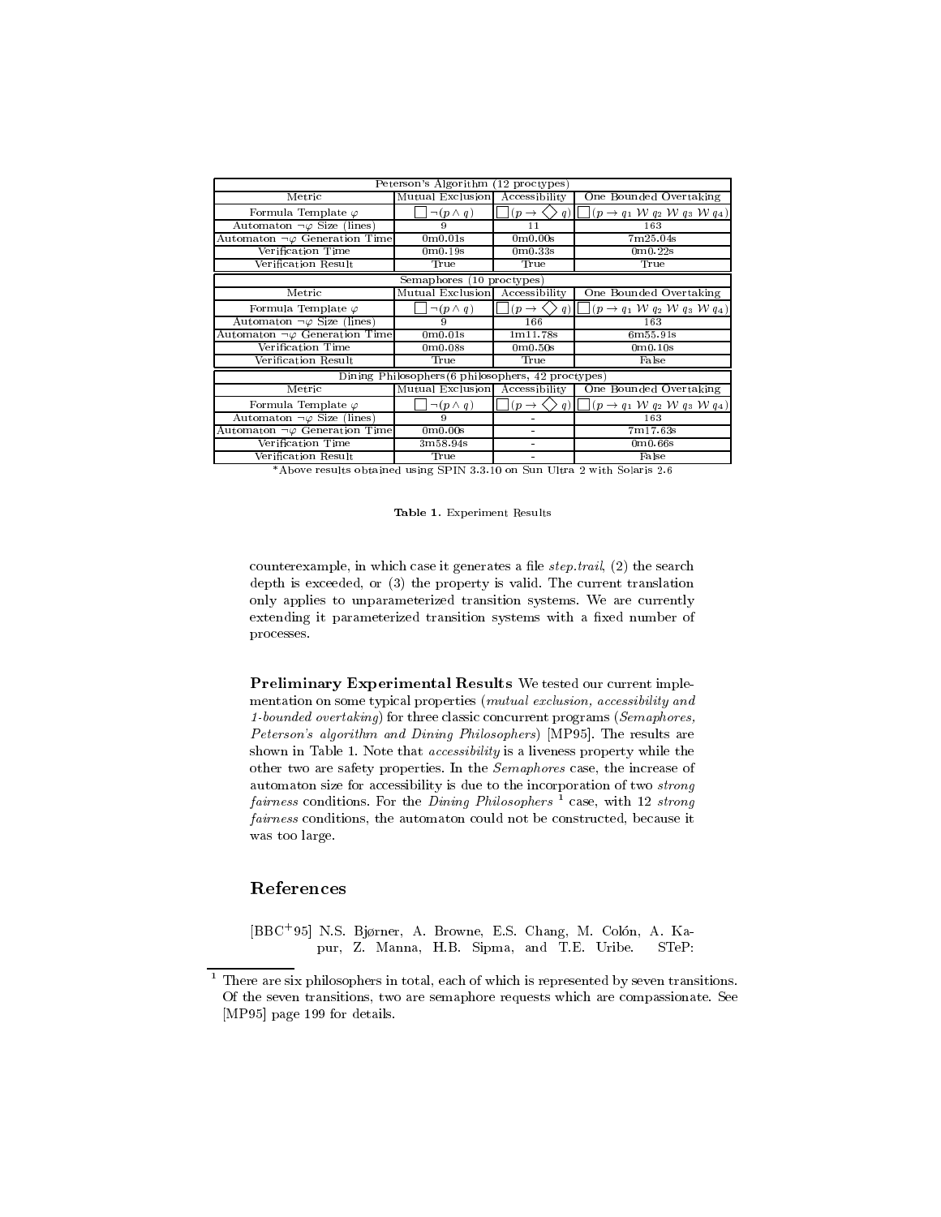| Peterson's Algorithm (12 proctypes) | | | |
|---|---|---|---|
| Metric | Mutual Exclusion | Accessibility | One Bounded Overtaking |
| Formula Template $\varphi$ | $\Box \neg(p \wedge q)$ | $\Box(p \rightarrow \Diamond q)$ | $\Box(p \rightarrow q_1 \; \mathcal{W} \; q_2 \; \mathcal{W} \; q_3 \; \mathcal{W} \; q_4)$ |
| Automaton $\neg\varphi$ Size (lines) | 9 | 11 | 163 |
| Automaton $\neg\varphi$ Generation Time | 0m0.01s | 0m0.00s | 7m25.04s |
| Verification Time | 0m0.19s | 0m0.33s | 0m0.22s |
| Verification Result | True | True | True |
| **Semaphores (10 proctypes)** | | | |
| Metric | Mutual Exclusion | Accessibility | One Bounded Overtaking |
| Formula Template $\varphi$ | $\Box \neg(p \wedge q)$ | $\Box(p \rightarrow \Diamond q)$ | $\Box(p \rightarrow q_1 \; \mathcal{W} \; q_2 \; \mathcal{W} \; q_3 \; \mathcal{W} \; q_4)$ |
| Automaton $\neg\varphi$ Size (lines) | 9 | 166 | 163 |
| Automaton $\neg\varphi$ Generation Time | 0m0.01s | 1m11.78s | 6m55.91s |
| Verification Time | 0m0.08s | 0m0.50s | 0m0.10s |
| Verification Result | True | True | False |
| **Dining Philosophers(6 philosophers, 42 proctypes)** | | | |
| Metric | Mutual Exclusion | Accessibility | One Bounded Overtaking |
| Formula Template $\varphi$ | $\Box \neg(p \wedge q)$ | $\Box(p \rightarrow \Diamond q)$ | $\Box(p \rightarrow q_1 \; \mathcal{W} \; q_2 \; \mathcal{W} \; q_3 \; \mathcal{W} \; q_4)$ |
| Automaton $\neg\varphi$ Size (lines) | 9 | - | 163 |
| Automaton $\neg\varphi$ Generation Time | 0m0.00s | - | 7m17.63s |
| Verification Time | 3m58.94s | - | 0m0.66s |
| Verification Result | True | - | False |

*Above results obtained using SPIN 3.3.10 on Sun Ultra 2 with Solaris 2.6

**Table 1.** Experiment Results

counterexample, in which case it generates a file *step.trail*, (2) the search depth is exceeded, or (3) the property is valid. The current translation only applies to unparameterized transition systems. We are currently extending it parameterized transition systems with a fixed number of processes.

**Preliminary Experimental Results** We tested our current implementation on some typical properties (*mutual exclusion, accessibility and 1-bounded overtaking*) for three classic concurrent programs (*Semaphores, Peterson's algorithm and Dining Philosophers*) [MP95]. The results are shown in Table 1. Note that *accessibility* is a liveness property while the other two are safety properties. In the *Semaphores* case, the increase of automaton size for accessibility is due to the incorporation of two *strong fairness* conditions. For the *Dining Philosophers* [1] case, with 12 *strong fairness* conditions, the automaton could not be constructed, because it was too large.

## References

[BBC+95] N.S. Bjørner, A. Browne, E.S. Chang, M. Colón, A. Kapur, Z. Manna, H.B. Sipma, and T.E. Uribe. STeP:

[1] There are six philosophers in total, each of which is represented by seven transitions. Of the seven transitions, two are semaphore requests which are compassionate. See [MP95] page 199 for details.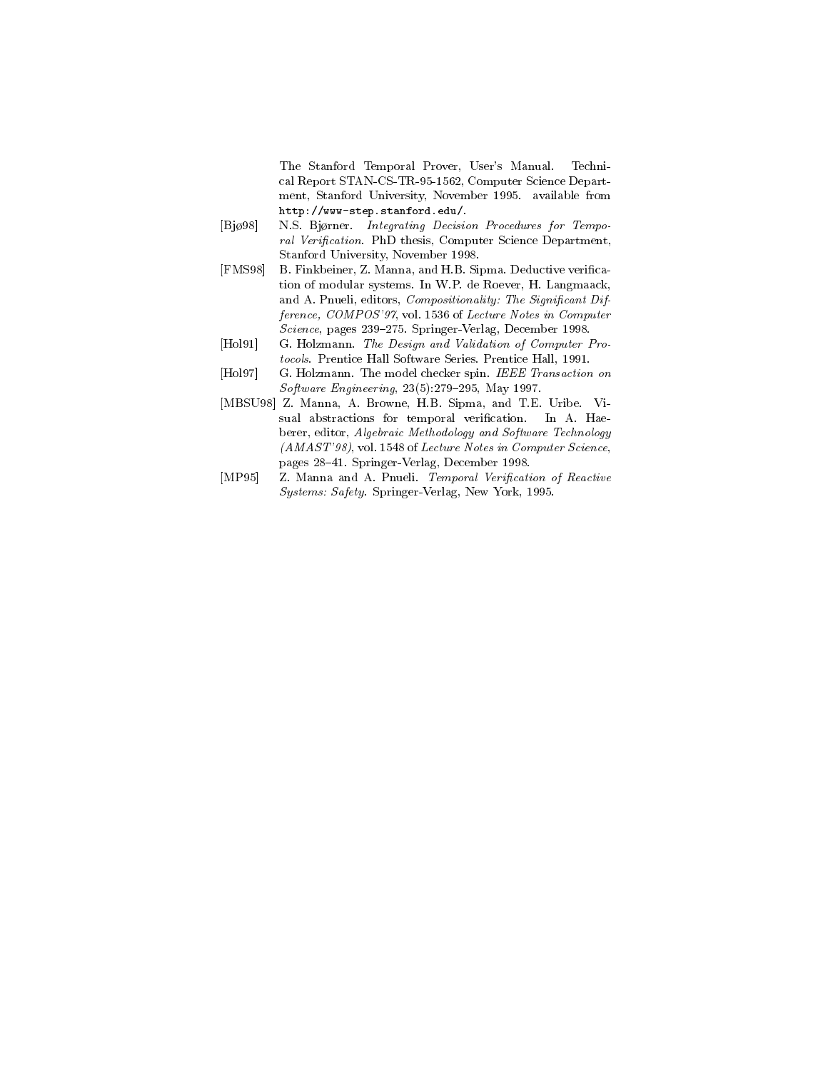The Stanford Temporal Prover, User's Manual. Technical Report STAN-CS-TR-95-1562, Computer Science Department, Stanford University, November 1995. available from `http://www-step.stanford.edu/`.

[Bjø98] N.S. Bjørner. *Integrating Decision Procedures for Temporal Verification*. PhD thesis, Computer Science Department, Stanford University, November 1998.

[FMS98] B. Finkbeiner, Z. Manna, and H.B. Sipma. Deductive verification of modular systems. In W.P. de Roever, H. Langmaack, and A. Pnueli, editors, *Compositionality: The Significant Difference, COMPOS'97*, vol. 1536 of *Lecture Notes in Computer Science*, pages 239–275. Springer-Verlag, December 1998.

[Hol91] G. Holzmann. *The Design and Validation of Computer Protocols*. Prentice Hall Software Series. Prentice Hall, 1991.

[Hol97] G. Holzmann. The model checker spin. *IEEE Transaction on Software Engineering*, 23(5):279–295, May 1997.

[MBSU98] Z. Manna, A. Browne, H.B. Sipma, and T.E. Uribe. Visual abstractions for temporal verification. In A. Haeberer, editor, *Algebraic Methodology and Software Technology (AMAST'98)*, vol. 1548 of *Lecture Notes in Computer Science*, pages 28–41. Springer-Verlag, December 1998.

[MP95] Z. Manna and A. Pnueli. *Temporal Verification of Reactive Systems: Safety*. Springer-Verlag, New York, 1995.